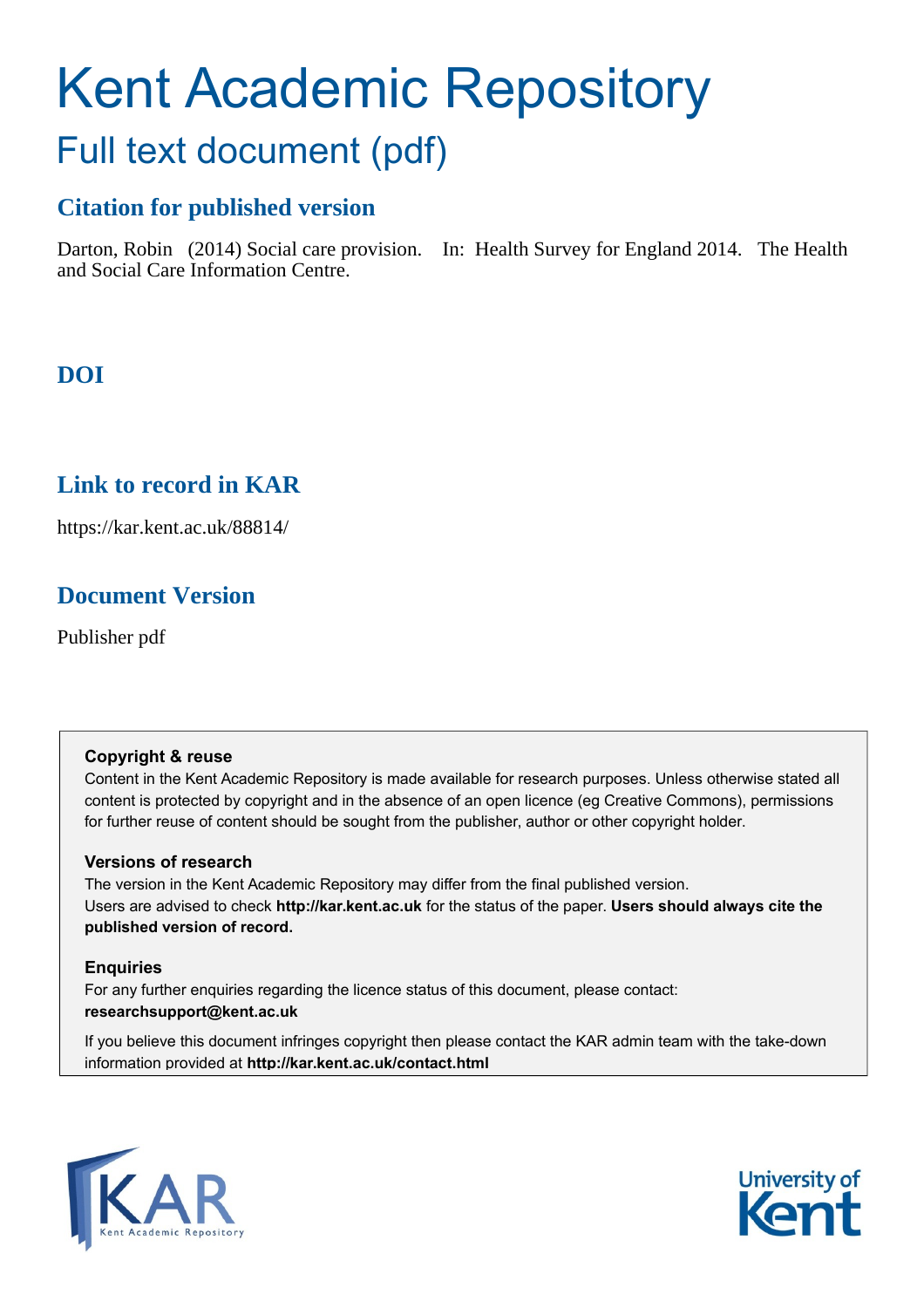# Kent Academic Repository

## Full text document (pdf)

### Citation for published version

Darton, Robin (2014) Social care provision. In: Health Survey for England 2014. The Health and Social Care Information Centre.

### DOI

### Link to record in KAR

https://kar.kent.ac.uk/88814/

### Document Version

Publisher pdf

**Copyright & reuse**

Content in the Kent Academic Repository is made available for research purposes. Unless otherwise stated all content is protected by copyright and in the absence of an open licence (eg Creative Commons), permissions for further reuse of content should be sought from the publisher, author or other copyright holder.

**Versions of research**

The version in the Kent Academic Repository may differ from the final published version. Users are advised to check **http://kar.kent.ac.uk** for the status of the paper. **Users should always cite the published version of record.**

**Enquiries**

For any further enquiries regarding the licence status of this document, please contact: **researchsupport@kent.ac.uk**

If you believe this document infringes copyright then please contact the KAR admin team with the take-down information provided at **http://kar.kent.ac.uk/contact.html**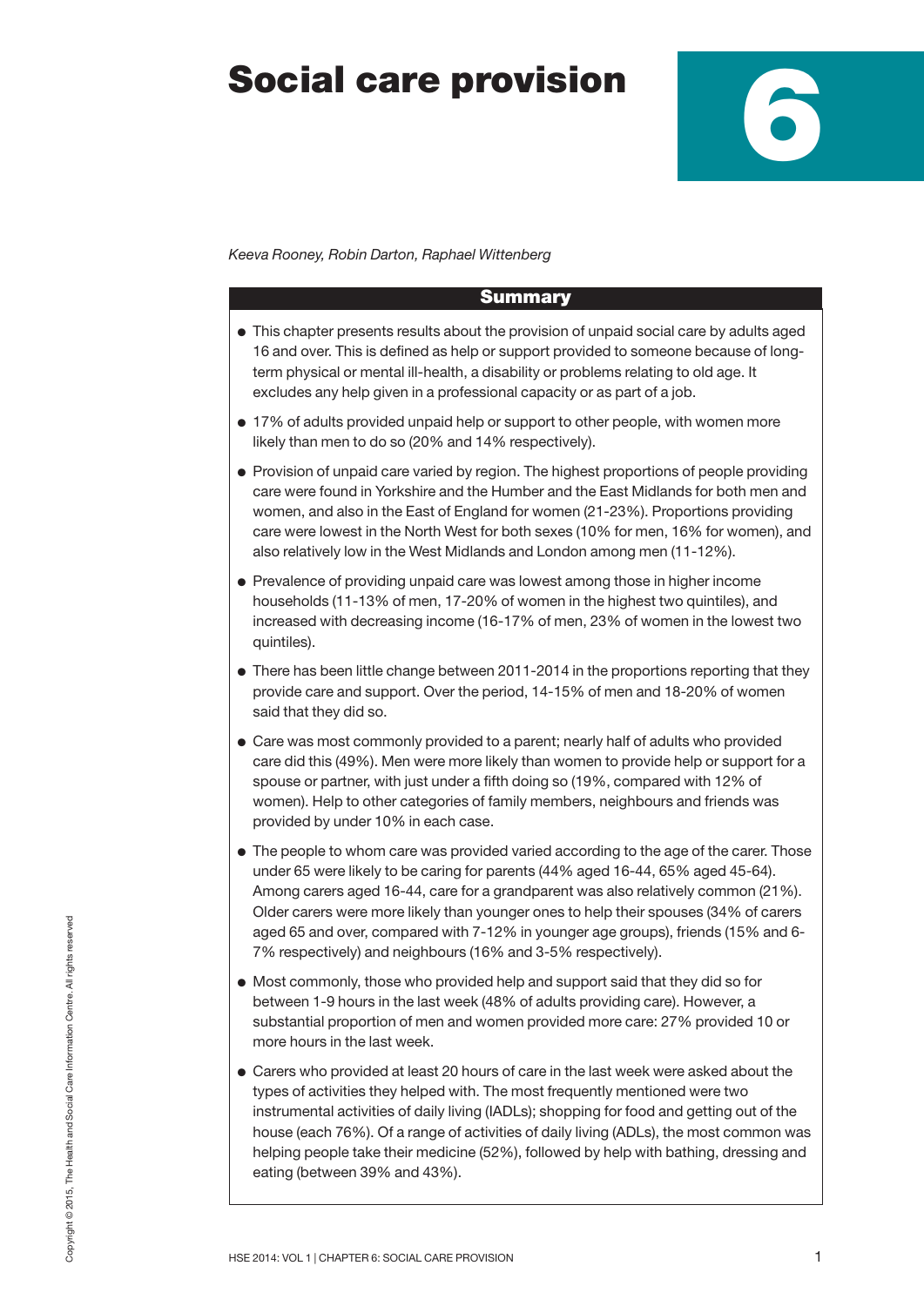# Social care provision

# 6

*Keeva Rooney, Robin Darton, Raphael Wittenberg*

## Summary

- This chapter presents results about the provision of unpaid social care by adults aged 16 and over. This is defined as help or support provided to someone because of long-term physical or mental ill-health, a disability or problems relating to old age. It excludes any help given in a professional capacity or as part of a job.
- 17% of adults provided unpaid help or support to other people, with women more likely than men to do so (20% and 14% respectively).
- Provision of unpaid care varied by region. The highest proportions of people providing care were found in Yorkshire and the Humber and the East Midlands for both men and women, and also in the East of England for women (21-23%). Proportions providing care were lowest in the North West for both sexes (10% for men, 16% for women), and also relatively low in the West Midlands and London among men (11-12%).
- Prevalence of providing unpaid care was lowest among those in higher income households (11-13% of men, 17-20% of women in the highest two quintiles), and increased with decreasing income (16-17% of men, 23% of women in the lowest two quintiles).
- There has been little change between 2011-2014 in the proportions reporting that they provide care and support. Over the period, 14-15% of men and 18-20% of women said that they did so.
- Care was most commonly provided to a parent; nearly half of adults who provided care did this (49%). Men were more likely than women to provide help or support for a spouse or partner, with just under a fifth doing so (19%, compared with 12% of women). Help to other categories of family members, neighbours and friends was provided by under 10% in each case.
- The people to whom care was provided varied according to the age of the carer. Those under 65 were likely to be caring for parents (44% aged 16-44, 65% aged 45-64). Among carers aged 16-44, care for a grandparent was also relatively common (21%). Older carers were more likely than younger ones to help their spouses (34% of carers aged 65 and over, compared with 7-12% in younger age groups), friends (15% and 6-7% respectively) and neighbours (16% and 3-5% respectively).
- Most commonly, those who provided help and support said that they did so for between 1-9 hours in the last week (48% of adults providing care). However, a substantial proportion of men and women provided more care: 27% provided 10 or more hours in the last week.
- Carers who provided at least 20 hours of care in the last week were asked about the types of activities they helped with. The most frequently mentioned were two instrumental activities of daily living (IADLs); shopping for food and getting out of the house (each 76%). Of a range of activities of daily living (ADLs), the most common was helping people take their medicine (52%), followed by help with bathing, dressing and eating (between 39% and 43%).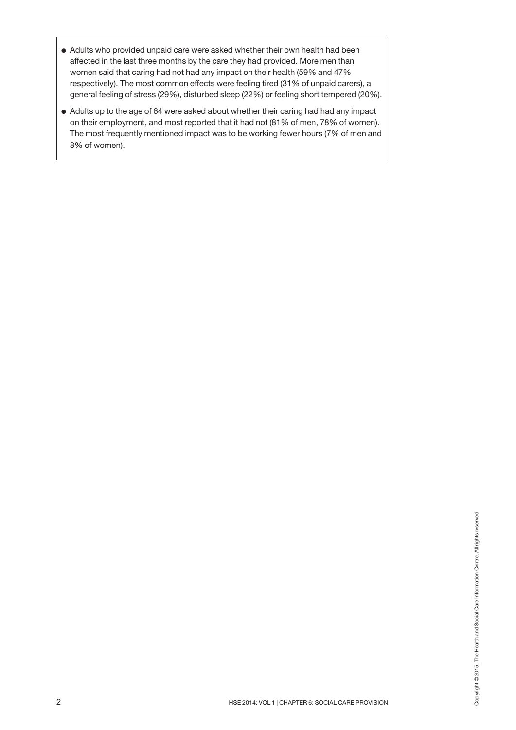- Adults who provided unpaid care were asked whether their own health had been affected in the last three months by the care they had provided. More men than women said that caring had not had any impact on their health (59% and 47% respectively). The most common effects were feeling tired (31% of unpaid carers), a general feeling of stress (29%), disturbed sleep (22%) or feeling short tempered (20%).
- Adults up to the age of 64 were asked about whether their caring had had any impact on their employment, and most reported that it had not (81% of men, 78% of women). The most frequently mentioned impact was to be working fewer hours (7% of men and 8% of women).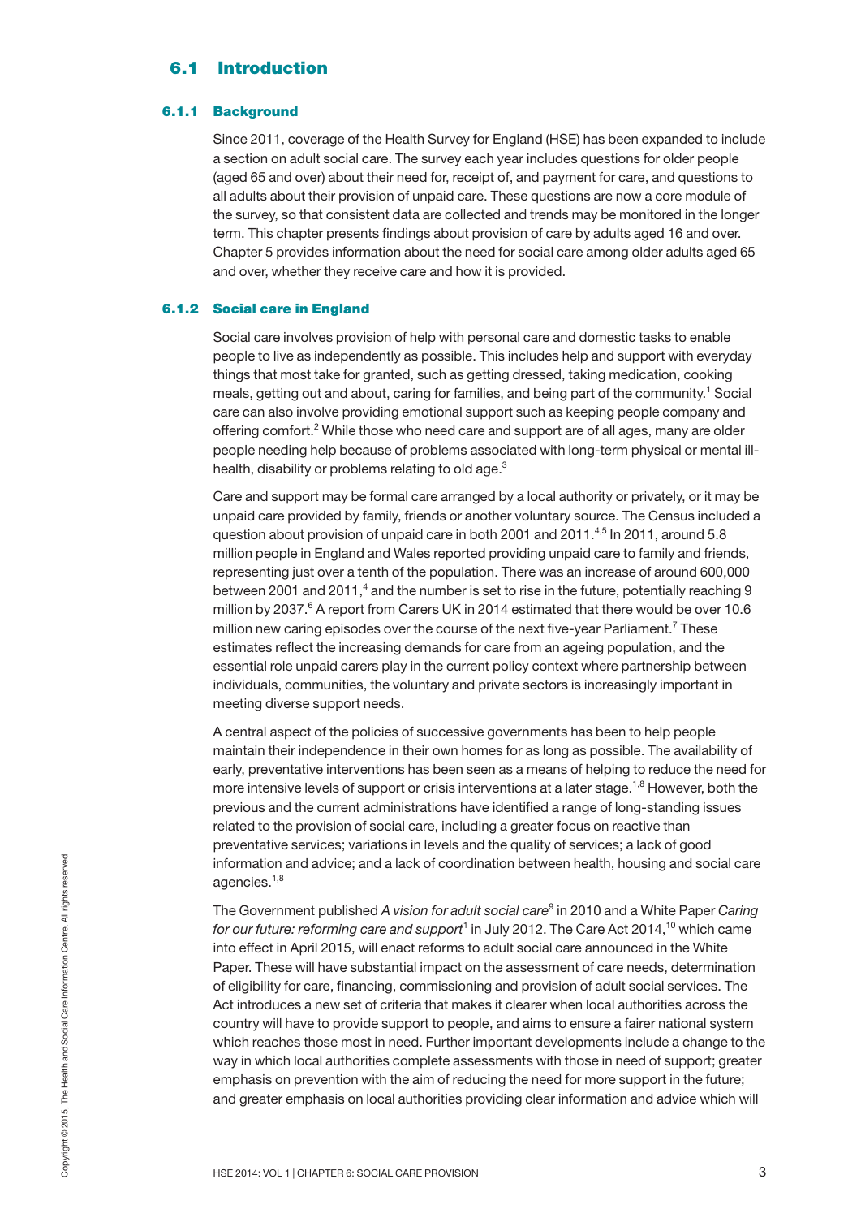## 6.1 Introduction

### 6.1.1 Background

Since 2011, coverage of the Health Survey for England (HSE) has been expanded to include a section on adult social care. The survey each year includes questions for older people (aged 65 and over) about their need for, receipt of, and payment for care, and questions to all adults about their provision of unpaid care. These questions are now a core module of the survey, so that consistent data are collected and trends may be monitored in the longer term. This chapter presents findings about provision of care by adults aged 16 and over. Chapter 5 provides information about the need for social care among older adults aged 65 and over, whether they receive care and how it is provided.

### 6.1.2 Social care in England

Social care involves provision of help with personal care and domestic tasks to enable people to live as independently as possible. This includes help and support with everyday things that most take for granted, such as getting dressed, taking medication, cooking meals, getting out and about, caring for families, and being part of the community.[1] Social care can also involve providing emotional support such as keeping people company and offering comfort.[2] While those who need care and support are of all ages, many are older people needing help because of problems associated with long-term physical or mental ill-health, disability or problems relating to old age.[3]

Care and support may be formal care arranged by a local authority or privately, or it may be unpaid care provided by family, friends or another voluntary source. The Census included a question about provision of unpaid care in both 2001 and 2011.[4,5] In 2011, around 5.8 million people in England and Wales reported providing unpaid care to family and friends, representing just over a tenth of the population. There was an increase of around 600,000 between 2001 and 2011,[4] and the number is set to rise in the future, potentially reaching 9 million by 2037.[6] A report from Carers UK in 2014 estimated that there would be over 10.6 million new caring episodes over the course of the next five-year Parliament.[7] These estimates reflect the increasing demands for care from an ageing population, and the essential role unpaid carers play in the current policy context where partnership between individuals, communities, the voluntary and private sectors is increasingly important in meeting diverse support needs.

A central aspect of the policies of successive governments has been to help people maintain their independence in their own homes for as long as possible. The availability of early, preventative interventions has been seen as a means of helping to reduce the need for more intensive levels of support or crisis interventions at a later stage.[1,8] However, both the previous and the current administrations have identified a range of long-standing issues related to the provision of social care, including a greater focus on reactive than preventative services; variations in levels and the quality of services; a lack of good information and advice; and a lack of coordination between health, housing and social care agencies.[1,8]

The Government published *A vision for adult social care*[9] in 2010 and a White Paper *Caring for our future: reforming care and support*[1] in July 2012. The Care Act 2014,[10] which came into effect in April 2015, will enact reforms to adult social care announced in the White Paper. These will have substantial impact on the assessment of care needs, determination of eligibility for care, financing, commissioning and provision of adult social services. The Act introduces a new set of criteria that makes it clearer when local authorities across the country will have to provide support to people, and aims to ensure a fairer national system which reaches those most in need. Further important developments include a change to the way in which local authorities complete assessments with those in need of support; greater emphasis on prevention with the aim of reducing the need for more support in the future; and greater emphasis on local authorities providing clear information and advice which will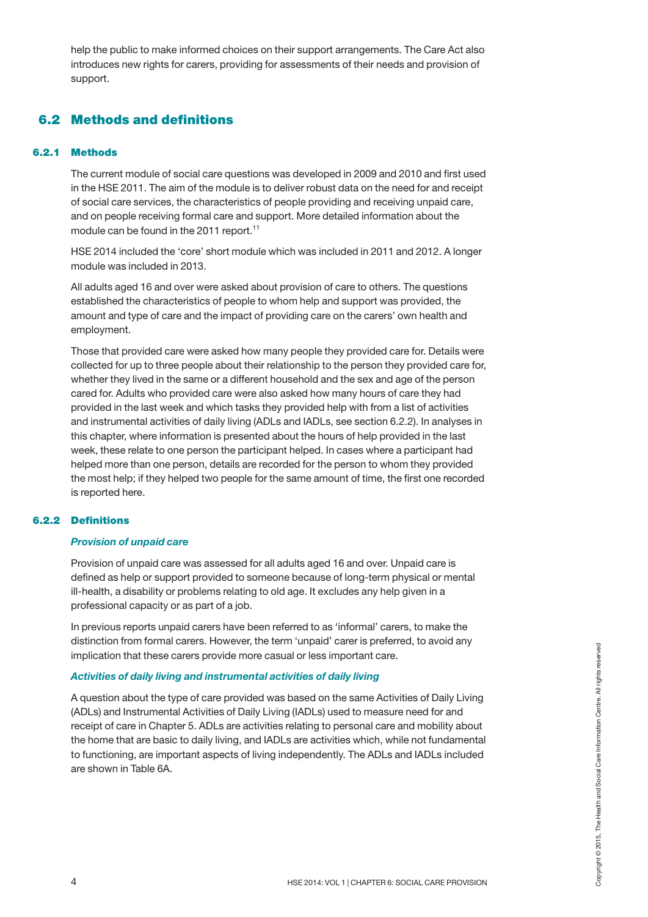help the public to make informed choices on their support arrangements. The Care Act also introduces new rights for carers, providing for assessments of their needs and provision of support.

## 6.2 Methods and definitions

### 6.2.1 Methods

The current module of social care questions was developed in 2009 and 2010 and first used in the HSE 2011. The aim of the module is to deliver robust data on the need for and receipt of social care services, the characteristics of people providing and receiving unpaid care, and on people receiving formal care and support. More detailed information about the module can be found in the 2011 report.[11]

HSE 2014 included the 'core' short module which was included in 2011 and 2012. A longer module was included in 2013.

All adults aged 16 and over were asked about provision of care to others. The questions established the characteristics of people to whom help and support was provided, the amount and type of care and the impact of providing care on the carers' own health and employment.

Those that provided care were asked how many people they provided care for. Details were collected for up to three people about their relationship to the person they provided care for, whether they lived in the same or a different household and the sex and age of the person cared for. Adults who provided care were also asked how many hours of care they had provided in the last week and which tasks they provided help with from a list of activities and instrumental activities of daily living (ADLs and IADLs, see section 6.2.2). In analyses in this chapter, where information is presented about the hours of help provided in the last week, these relate to one person the participant helped. In cases where a participant had helped more than one person, details are recorded for the person to whom they provided the most help; if they helped two people for the same amount of time, the first one recorded is reported here.

### 6.2.2 Definitions

***Provision of unpaid care***

Provision of unpaid care was assessed for all adults aged 16 and over. Unpaid care is defined as help or support provided to someone because of long-term physical or mental ill-health, a disability or problems relating to old age. It excludes any help given in a professional capacity or as part of a job.

In previous reports unpaid carers have been referred to as 'informal' carers, to make the distinction from formal carers. However, the term 'unpaid' carer is preferred, to avoid any implication that these carers provide more casual or less important care.

***Activities of daily living and instrumental activities of daily living***

A question about the type of care provided was based on the same Activities of Daily Living (ADLs) and Instrumental Activities of Daily Living (IADLs) used to measure need for and receipt of care in Chapter 5. ADLs are activities relating to personal care and mobility about the home that are basic to daily living, and IADLs are activities which, while not fundamental to functioning, are important aspects of living independently. The ADLs and IADLs included are shown in Table 6A.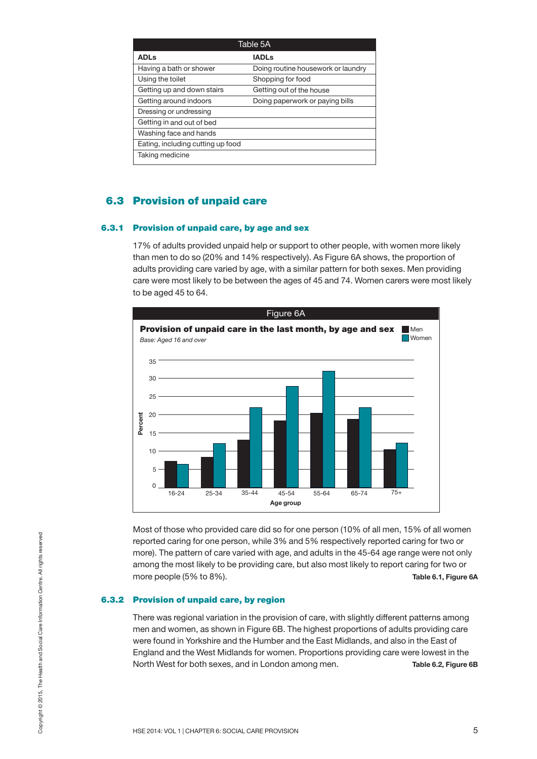| Table 5A | |
|---|---|
| **ADLs** | **IADLs** |
| Having a bath or shower | Doing routine housework or laundry |
| Using the toilet | Shopping for food |
| Getting up and down stairs | Getting out of the house |
| Getting around indoors | Doing paperwork or paying bills |
| Dressing or undressing | |
| Getting in and out of bed | |
| Washing face and hands | |
| Eating, including cutting up food | |
| Taking medicine | |

## 6.3 Provision of unpaid care

### 6.3.1 Provision of unpaid care, by age and sex

17% of adults provided unpaid help or support to other people, with women more likely than men to do so (20% and 14% respectively). As Figure 6A shows, the proportion of adults providing care varied by age, with a similar pattern for both sexes. Men providing care were most likely to be between the ages of 45 and 74. Women carers were most likely to be aged 45 to 64.

Figure 6A

**Provision of unpaid care in the last month, by age and sex**

*Base: Aged 16 and over*

Most of those who provided care did so for one person (10% of all men, 15% of all women reported caring for one person, while 3% and 5% respectively reported caring for two or more). The pattern of care varied with age, and adults in the 45-64 age range were not only among the most likely to be providing care, but also most likely to report caring for two or more people (5% to 8%). **Table 6.1, Figure 6A**

### 6.3.2 Provision of unpaid care, by region

There was regional variation in the provision of care, with slightly different patterns among men and women, as shown in Figure 6B. The highest proportions of adults providing care were found in Yorkshire and the Humber and the East Midlands, and also in the East of England and the West Midlands for women. Proportions providing care were lowest in the North West for both sexes, and in London among men. **Table 6.2, Figure 6B**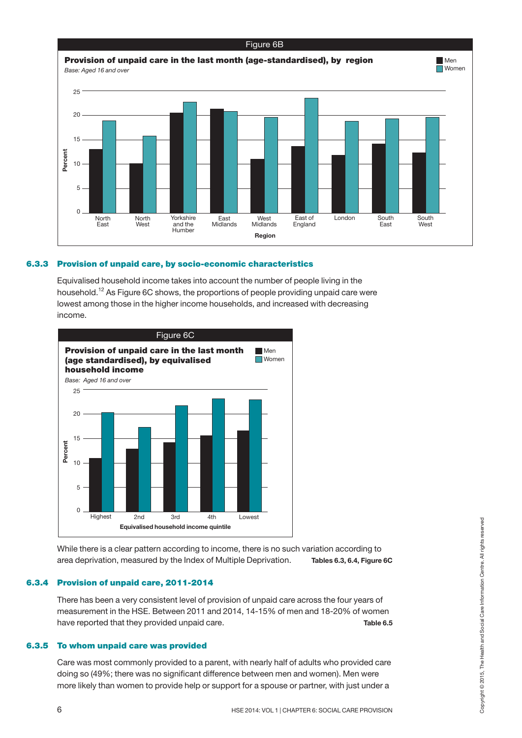Figure 6B

**Provision of unpaid care in the last month (age-standardised), by region**

*Base: Aged 16 and over*

Percent

Men / Women

North East, North West, Yorkshire and the Humber, East Midlands, West Midlands, East of England, London, South East, South West

Region

### 6.3.3 Provision of unpaid care, by socio-economic characteristics

Equivalised household income takes into account the number of people living in the household.[12] As Figure 6C shows, the proportions of people providing unpaid care were lowest among those in the higher income households, and increased with decreasing income.

Figure 6C

**Provision of unpaid care in the last month (age standardised), by equivalised household income**

*Base: Aged 16 and over*

Percent

Men / Women

Highest, 2nd, 3rd, 4th, Lowest

Equivalised household income quintile

While there is a clear pattern according to income, there is no such variation according to area deprivation, measured by the Index of Multiple Deprivation. **Tables 6.3, 6.4, Figure 6C**

### 6.3.4 Provision of unpaid care, 2011-2014

There has been a very consistent level of provision of unpaid care across the four years of measurement in the HSE. Between 2011 and 2014, 14-15% of men and 18-20% of women have reported that they provided unpaid care. **Table 6.5**

### 6.3.5 To whom unpaid care was provided

Care was most commonly provided to a parent, with nearly half of adults who provided care doing so (49%; there was no significant difference between men and women). Men were more likely than women to provide help or support for a spouse or partner, with just under a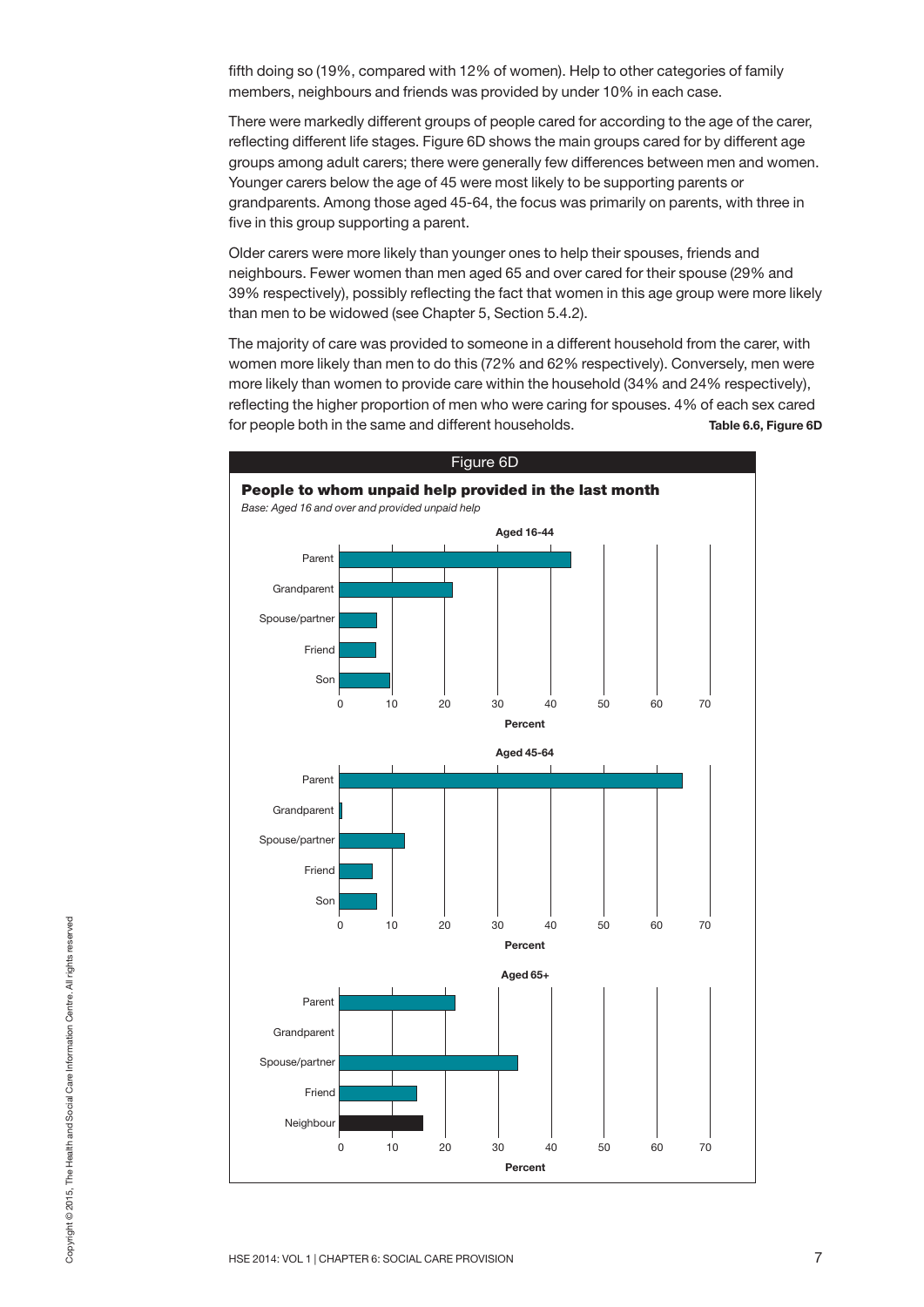fifth doing so (19%, compared with 12% of women). Help to other categories of family members, neighbours and friends was provided by under 10% in each case.

There were markedly different groups of people cared for according to the age of the carer, reflecting different life stages. Figure 6D shows the main groups cared for by different age groups among adult carers; there were generally few differences between men and women. Younger carers below the age of 45 were most likely to be supporting parents or grandparents. Among those aged 45-64, the focus was primarily on parents, with three in five in this group supporting a parent.

Older carers were more likely than younger ones to help their spouses, friends and neighbours. Fewer women than men aged 65 and over cared for their spouse (29% and 39% respectively), possibly reflecting the fact that women in this age group were more likely than men to be widowed (see Chapter 5, Section 5.4.2).

The majority of care was provided to someone in a different household from the carer, with women more likely than men to do this (72% and 62% respectively). Conversely, men were more likely than women to provide care within the household (34% and 24% respectively), reflecting the higher proportion of men who were caring for spouses. 4% of each sex cared for people both in the same and different households. **Table 6.6, Figure 6D**

Figure 6D

**People to whom unpaid help provided in the last month**

*Base: Aged 16 and over and provided unpaid help*

**Aged 16-44**

Parent, Grandparent, Spouse/partner, Friend, Son

**Aged 45-64**

Parent, Grandparent, Spouse/partner, Friend, Son

**Aged 65+**

Parent, Grandparent, Spouse/partner, Friend, Neighbour

Percent (0–70)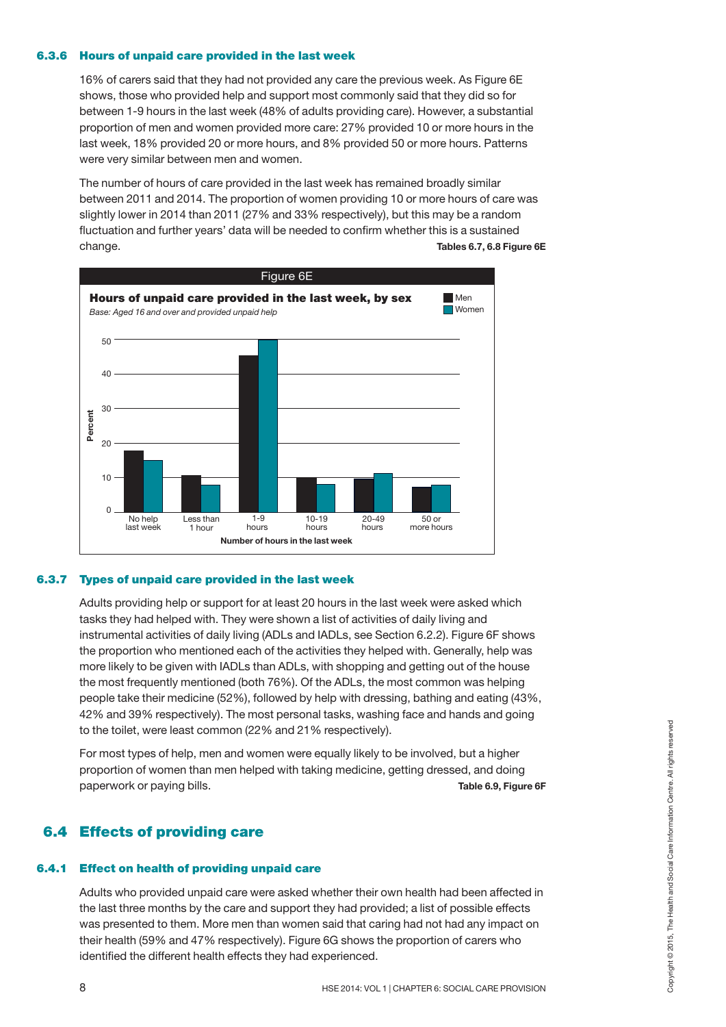### 6.3.6 Hours of unpaid care provided in the last week

16% of carers said that they had not provided any care the previous week. As Figure 6E shows, those who provided help and support most commonly said that they did so for between 1-9 hours in the last week (48% of adults providing care). However, a substantial proportion of men and women provided more care: 27% provided 10 or more hours in the last week, 18% provided 20 or more hours, and 8% provided 50 or more hours. Patterns were very similar between men and women.

The number of hours of care provided in the last week has remained broadly similar between 2011 and 2014. The proportion of women providing 10 or more hours of care was slightly lower in 2014 than 2011 (27% and 33% respectively), but this may be a random fluctuation and further years' data will be needed to confirm whether this is a sustained change.

**Tables 6.7, 6.8 Figure 6E**

Figure 6E

**Hours of unpaid care provided in the last week, by sex**

*Base: Aged 16 and over and provided unpaid help*

### 6.3.7 Types of unpaid care provided in the last week

Adults providing help or support for at least 20 hours in the last week were asked which tasks they had helped with. They were shown a list of activities of daily living and instrumental activities of daily living (ADLs and IADLs, see Section 6.2.2). Figure 6F shows the proportion who mentioned each of the activities they helped with. Generally, help was more likely to be given with IADLs than ADLs, with shopping and getting out of the house the most frequently mentioned (both 76%). Of the ADLs, the most common was helping people take their medicine (52%), followed by help with dressing, bathing and eating (43%, 42% and 39% respectively). The most personal tasks, washing face and hands and going to the toilet, were least common (22% and 21% respectively).

For most types of help, men and women were equally likely to be involved, but a higher proportion of women than men helped with taking medicine, getting dressed, and doing paperwork or paying bills.

**Table 6.9, Figure 6F**

## 6.4 Effects of providing care

### 6.4.1 Effect on health of providing unpaid care

Adults who provided unpaid care were asked whether their own health had been affected in the last three months by the care and support they had provided; a list of possible effects was presented to them. More men than women said that caring had not had any impact on their health (59% and 47% respectively). Figure 6G shows the proportion of carers who identified the different health effects they had experienced.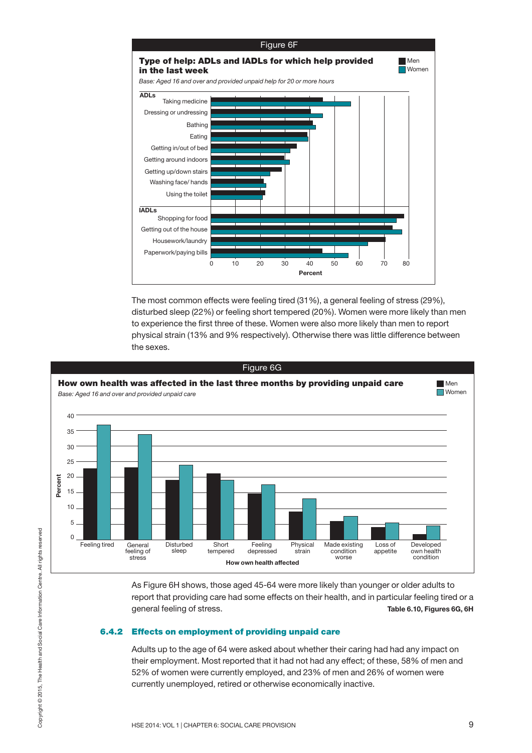Figure 6F

**Type of help: ADLs and IADLs for which help provided in the last week**

*Base: Aged 16 and over and provided unpaid help for 20 or more hours*

The most common effects were feeling tired (31%), a general feeling of stress (29%), disturbed sleep (22%) or feeling short tempered (20%). Women were more likely than men to experience the first three of these. Women were also more likely than men to report physical strain (13% and 9% respectively). Otherwise there was little difference between the sexes.

Figure 6G

**How own health was affected in the last three months by providing unpaid care**

*Base: Aged 16 and over and provided unpaid care*

As Figure 6H shows, those aged 45-64 were more likely than younger or older adults to report that providing care had some effects on their health, and in particular feeling tired or a general feeling of stress. **Table 6.10, Figures 6G, 6H**

### 6.4.2 Effects on employment of providing unpaid care

Adults up to the age of 64 were asked about whether their caring had had any impact on their employment. Most reported that it had not had any effect; of these, 58% of men and 52% of women were currently employed, and 23% of men and 26% of women were currently unemployed, retired or otherwise economically inactive.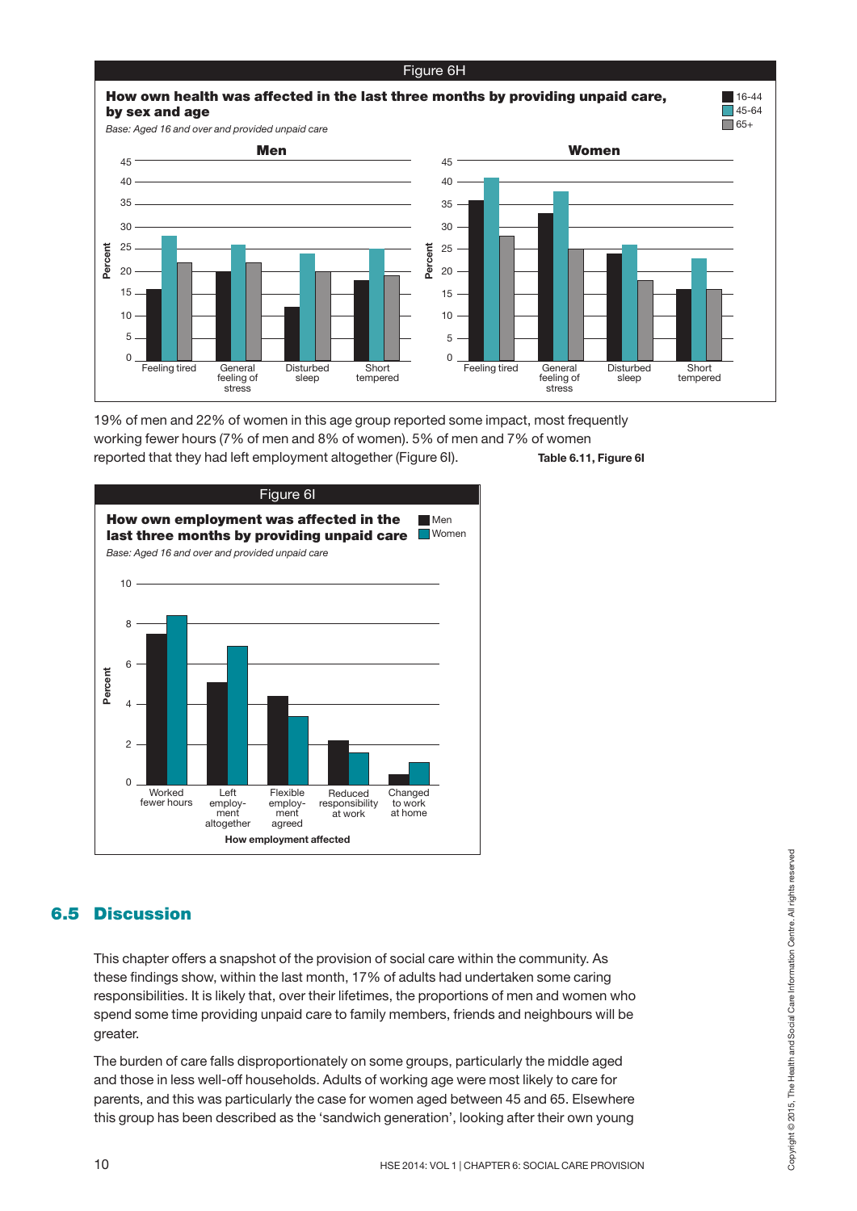Figure 6H

**How own health was affected in the last three months by providing unpaid care, by sex and age**

*Base: Aged 16 and over and provided unpaid care*

19% of men and 22% of women in this age group reported some impact, most frequently working fewer hours (7% of men and 8% of women). 5% of men and 7% of women reported that they had left employment altogether (Figure 6I). **Table 6.11, Figure 6I**

Figure 6I

**How own employment was affected in the last three months by providing unpaid care**

*Base: Aged 16 and over and provided unpaid care*

## 6.5 Discussion

This chapter offers a snapshot of the provision of social care within the community. As these findings show, within the last month, 17% of adults had undertaken some caring responsibilities. It is likely that, over their lifetimes, the proportions of men and women who spend some time providing unpaid care to family members, friends and neighbours will be greater.

The burden of care falls disproportionately on some groups, particularly the middle aged and those in less well-off households. Adults of working age were most likely to care for parents, and this was particularly the case for women aged between 45 and 65. Elsewhere this group has been described as the 'sandwich generation', looking after their own young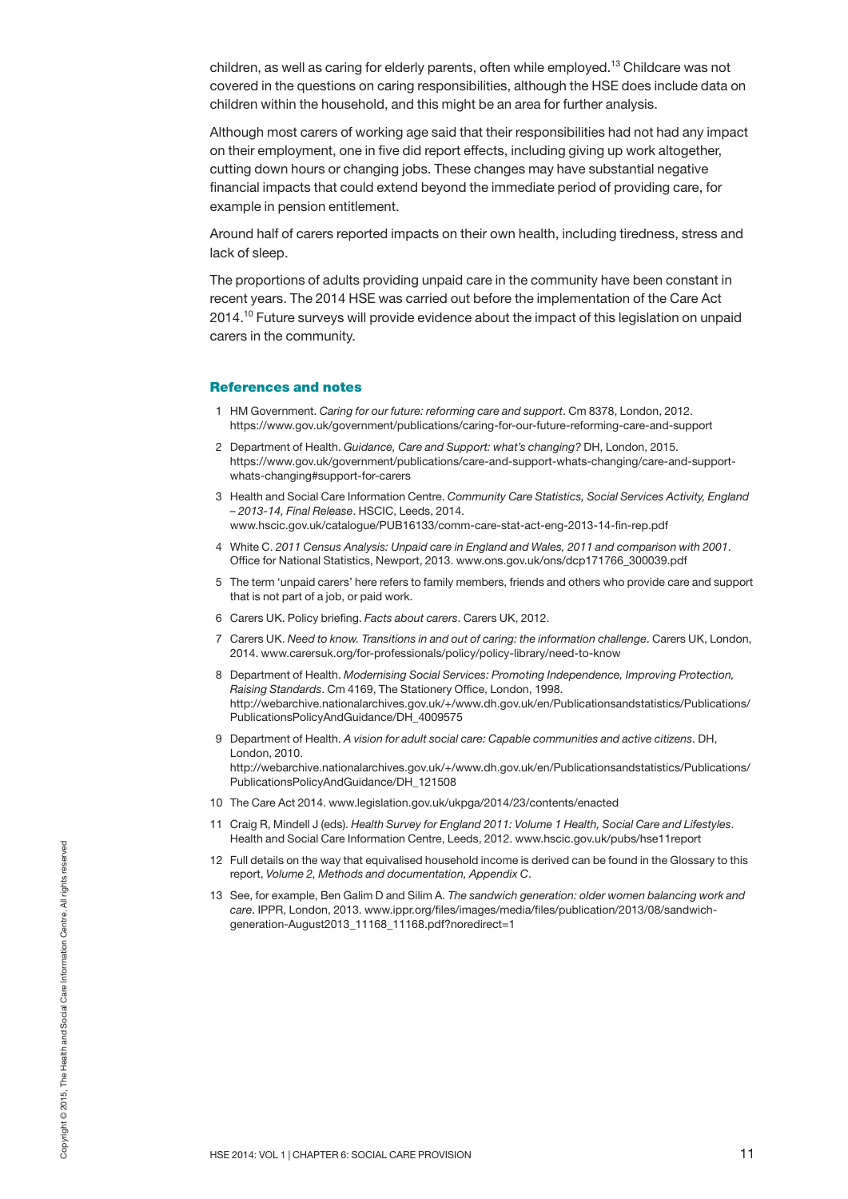children, as well as caring for elderly parents, often while employed.[13] Childcare was not covered in the questions on caring responsibilities, although the HSE does include data on children within the household, and this might be an area for further analysis.

Although most carers of working age said that their responsibilities had not had any impact on their employment, one in five did report effects, including giving up work altogether, cutting down hours or changing jobs. These changes may have substantial negative financial impacts that could extend beyond the immediate period of providing care, for example in pension entitlement.

Around half of carers reported impacts on their own health, including tiredness, stress and lack of sleep.

The proportions of adults providing unpaid care in the community have been constant in recent years. The 2014 HSE was carried out before the implementation of the Care Act 2014.[10] Future surveys will provide evidence about the impact of this legislation on unpaid carers in the community.

## References and notes

1. HM Government. *Caring for our future: reforming care and support*. Cm 8378, London, 2012. https://www.gov.uk/government/publications/caring-for-our-future-reforming-care-and-support
2. Department of Health. *Guidance, Care and Support: what's changing?* DH, London, 2015. https://www.gov.uk/government/publications/care-and-support-whats-changing/care-and-support-whats-changing#support-for-carers
3. Health and Social Care Information Centre. *Community Care Statistics, Social Services Activity, England – 2013-14, Final Release*. HSCIC, Leeds, 2014. www.hscic.gov.uk/catalogue/PUB16133/comm-care-stat-act-eng-2013-14-fin-rep.pdf
4. White C. *2011 Census Analysis: Unpaid care in England and Wales, 2011 and comparison with 2001*. Office for National Statistics, Newport, 2013. www.ons.gov.uk/ons/dcp171766_300039.pdf
5. The term 'unpaid carers' here refers to family members, friends and others who provide care and support that is not part of a job, or paid work.
6. Carers UK. Policy briefing. *Facts about carers*. Carers UK, 2012.
7. Carers UK. *Need to know. Transitions in and out of caring: the information challenge*. Carers UK, London, 2014. www.carersuk.org/for-professionals/policy/policy-library/need-to-know
8. Department of Health. *Modernising Social Services: Promoting Independence, Improving Protection, Raising Standards*. Cm 4169, The Stationery Office, London, 1998. http://webarchive.nationalarchives.gov.uk/+/www.dh.gov.uk/en/Publicationsandstatistics/Publications/PublicationsPolicyAndGuidance/DH_4009575
9. Department of Health. *A vision for adult social care: Capable communities and active citizens*. DH, London, 2010. http://webarchive.nationalarchives.gov.uk/+/www.dh.gov.uk/en/Publicationsandstatistics/Publications/PublicationsPolicyAndGuidance/DH_121508
10. The Care Act 2014. www.legislation.gov.uk/ukpga/2014/23/contents/enacted
11. Craig R, Mindell J (eds). *Health Survey for England 2011: Volume 1 Health, Social Care and Lifestyles*. Health and Social Care Information Centre, Leeds, 2012. www.hscic.gov.uk/pubs/hse11report
12. Full details on the way that equivalised household income is derived can be found in the Glossary to this report, *Volume 2, Methods and documentation, Appendix C*.
13. See, for example, Ben Galim D and Silim A. *The sandwich generation: older women balancing work and care*. IPPR, London, 2013. www.ippr.org/files/images/media/files/publication/2013/08/sandwich-generation-August2013_11168_11168.pdf?noredirect=1